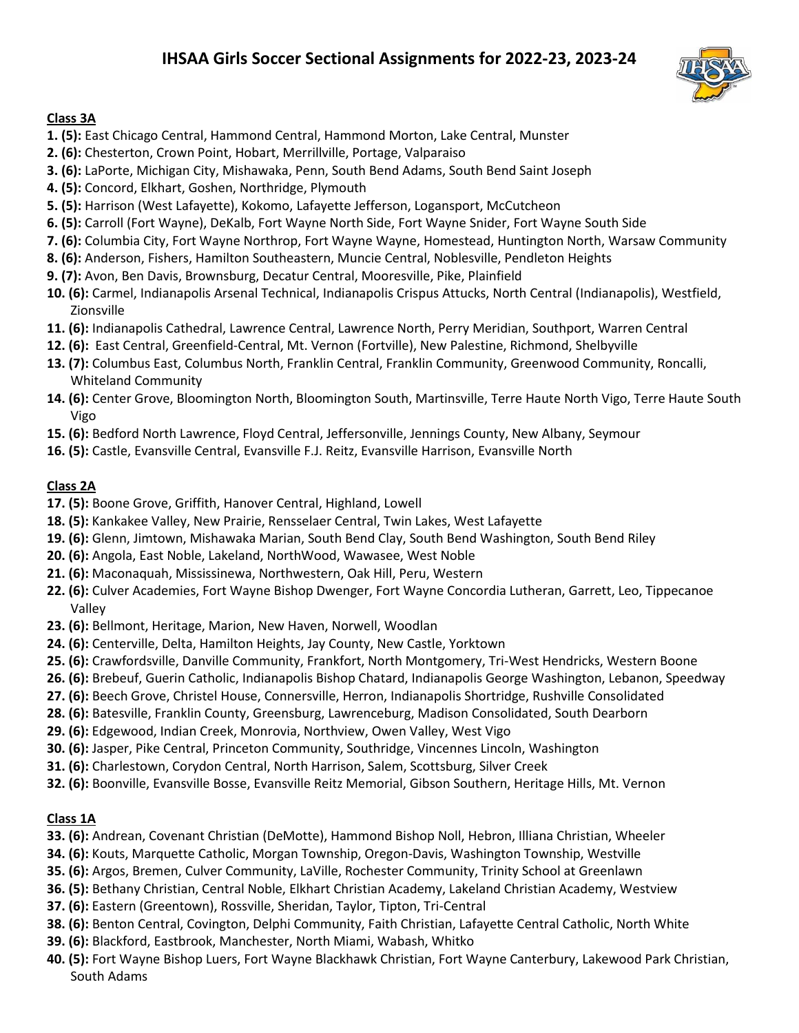# IHSAA Girls Soccer Sectional Assignments for 2022-23, 2023-24

## Class 3A

1. **(5):** East Chicago Central, Hammond Central, Hammond Morton, Lake Central, Munster
2. **(6):** Chesterton, Crown Point, Hobart, Merrillville, Portage, Valparaiso
3. **(6):** LaPorte, Michigan City, Mishawaka, Penn, South Bend Adams, South Bend Saint Joseph
4. **(5):** Concord, Elkhart, Goshen, Northridge, Plymouth
5. **(5):** Harrison (West Lafayette), Kokomo, Lafayette Jefferson, Logansport, McCutcheon
6. **(5):** Carroll (Fort Wayne), DeKalb, Fort Wayne North Side, Fort Wayne Snider, Fort Wayne South Side
7. **(6):** Columbia City, Fort Wayne Northrop, Fort Wayne Wayne, Homestead, Huntington North, Warsaw Community
8. **(6):** Anderson, Fishers, Hamilton Southeastern, Muncie Central, Noblesville, Pendleton Heights
9. **(7):** Avon, Ben Davis, Brownsburg, Decatur Central, Mooresville, Pike, Plainfield
10. **(6):** Carmel, Indianapolis Arsenal Technical, Indianapolis Crispus Attucks, North Central (Indianapolis), Westfield, Zionsville
11. **(6):** Indianapolis Cathedral, Lawrence Central, Lawrence North, Perry Meridian, Southport, Warren Central
12. **(6):** East Central, Greenfield-Central, Mt. Vernon (Fortville), New Palestine, Richmond, Shelbyville
13. **(7):** Columbus East, Columbus North, Franklin Central, Franklin Community, Greenwood Community, Roncalli, Whiteland Community
14. **(6):** Center Grove, Bloomington North, Bloomington South, Martinsville, Terre Haute North Vigo, Terre Haute South Vigo
15. **(6):** Bedford North Lawrence, Floyd Central, Jeffersonville, Jennings County, New Albany, Seymour
16. **(5):** Castle, Evansville Central, Evansville F.J. Reitz, Evansville Harrison, Evansville North

## Class 2A

17. **(5):** Boone Grove, Griffith, Hanover Central, Highland, Lowell
18. **(5):** Kankakee Valley, New Prairie, Rensselaer Central, Twin Lakes, West Lafayette
19. **(6):** Glenn, Jimtown, Mishawaka Marian, South Bend Clay, South Bend Washington, South Bend Riley
20. **(6):** Angola, East Noble, Lakeland, NorthWood, Wawasee, West Noble
21. **(6):** Maconaquah, Mississinewa, Northwestern, Oak Hill, Peru, Western
22. **(6):** Culver Academies, Fort Wayne Bishop Dwenger, Fort Wayne Concordia Lutheran, Garrett, Leo, Tippecanoe Valley
23. **(6):** Bellmont, Heritage, Marion, New Haven, Norwell, Woodlan
24. **(6):** Centerville, Delta, Hamilton Heights, Jay County, New Castle, Yorktown
25. **(6):** Crawfordsville, Danville Community, Frankfort, North Montgomery, Tri-West Hendricks, Western Boone
26. **(6):** Brebeuf, Guerin Catholic, Indianapolis Bishop Chatard, Indianapolis George Washington, Lebanon, Speedway
27. **(6):** Beech Grove, Christel House, Connersville, Herron, Indianapolis Shortridge, Rushville Consolidated
28. **(6):** Batesville, Franklin County, Greensburg, Lawrenceburg, Madison Consolidated, South Dearborn
29. **(6):** Edgewood, Indian Creek, Monrovia, Northview, Owen Valley, West Vigo
30. **(6):** Jasper, Pike Central, Princeton Community, Southridge, Vincennes Lincoln, Washington
31. **(6):** Charlestown, Corydon Central, North Harrison, Salem, Scottsburg, Silver Creek
32. **(6):** Boonville, Evansville Bosse, Evansville Reitz Memorial, Gibson Southern, Heritage Hills, Mt. Vernon

## Class 1A

33. **(6):** Andrean, Covenant Christian (DeMotte), Hammond Bishop Noll, Hebron, Illiana Christian, Wheeler
34. **(6):** Kouts, Marquette Catholic, Morgan Township, Oregon-Davis, Washington Township, Westville
35. **(6):** Argos, Bremen, Culver Community, LaVille, Rochester Community, Trinity School at Greenlawn
36. **(5):** Bethany Christian, Central Noble, Elkhart Christian Academy, Lakeland Christian Academy, Westview
37. **(6):** Eastern (Greentown), Rossville, Sheridan, Taylor, Tipton, Tri-Central
38. **(6):** Benton Central, Covington, Delphi Community, Faith Christian, Lafayette Central Catholic, North White
39. **(6):** Blackford, Eastbrook, Manchester, North Miami, Wabash, Whitko
40. **(5):** Fort Wayne Bishop Luers, Fort Wayne Blackhawk Christian, Fort Wayne Canterbury, Lakewood Park Christian, South Adams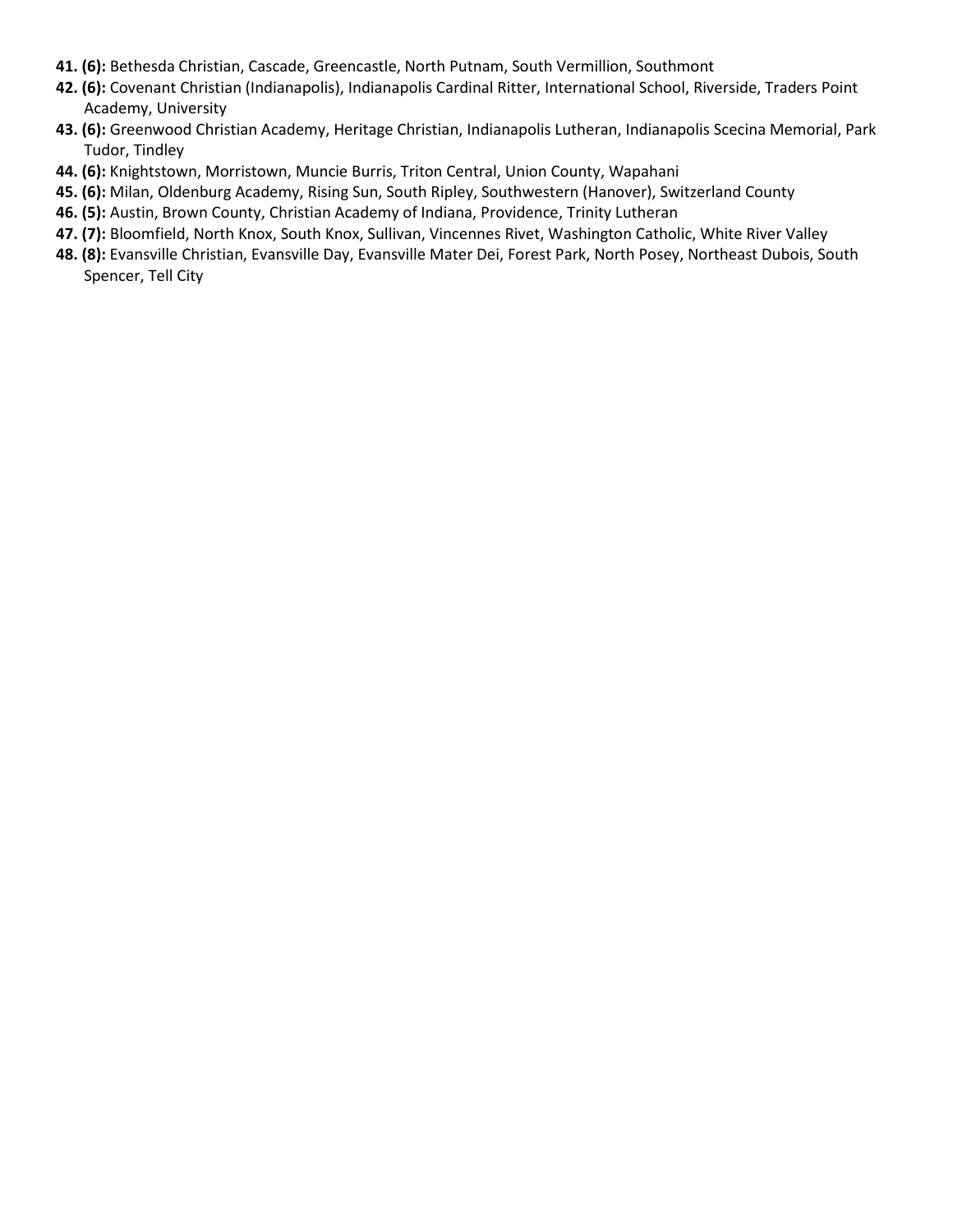41. **(6):** Bethesda Christian, Cascade, Greencastle, North Putnam, South Vermillion, Southmont
42. **(6):** Covenant Christian (Indianapolis), Indianapolis Cardinal Ritter, International School, Riverside, Traders Point Academy, University
43. **(6):** Greenwood Christian Academy, Heritage Christian, Indianapolis Lutheran, Indianapolis Scecina Memorial, Park Tudor, Tindley
44. **(6):** Knightstown, Morristown, Muncie Burris, Triton Central, Union County, Wapahani
45. **(6):** Milan, Oldenburg Academy, Rising Sun, South Ripley, Southwestern (Hanover), Switzerland County
46. **(5):** Austin, Brown County, Christian Academy of Indiana, Providence, Trinity Lutheran
47. **(7):** Bloomfield, North Knox, South Knox, Sullivan, Vincennes Rivet, Washington Catholic, White River Valley
48. **(8):** Evansville Christian, Evansville Day, Evansville Mater Dei, Forest Park, North Posey, Northeast Dubois, South Spencer, Tell City